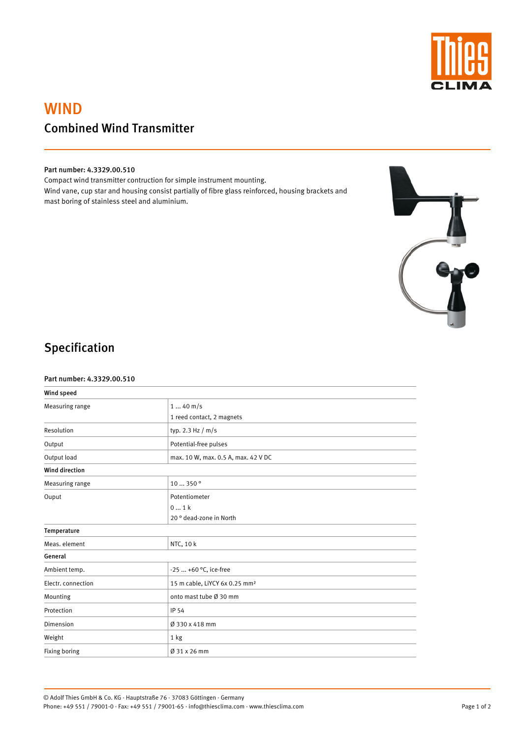# WIND

## Combined Wind Transmitter

**Part number: 4.3329.00.510**

Compact wind transmitter contruction for simple instrument mounting.
Wind vane, cup star and housing consist partially of fibre glass reinforced, housing brackets and mast boring of stainless steel and aluminium.

## Specification

**Part number: 4.3329.00.510**

| **Wind speed** | |
|---|---|
| Measuring range | 1 ... 40 m/s<br>1 reed contact, 2 magnets |
| Resolution | typ. 2.3 Hz / m/s |
| Output | Potential-free pulses |
| Output load | max. 10 W, max. 0.5 A, max. 42 V DC |
| **Wind direction** | |
| Measuring range | 10 ... 350 ° |
| Ouput | Potentiometer<br>0 ... 1 k<br>20 ° dead-zone in North |
| **Temperature** | |
| Meas. element | NTC, 10 k |
| **General** | |
| Ambient temp. | -25 ... +60 °C, ice-free |
| Electr. connection | 15 m cable, LiYCY 6x 0.25 mm² |
| Mounting | onto mast tube Ø 30 mm |
| Protection | IP 54 |
| Dimension | Ø 330 x 418 mm |
| Weight | 1 kg |
| Fixing boring | Ø 31 x 26 mm |

© Adolf Thies GmbH & Co. KG · Hauptstraße 76 · 37083 Göttingen · Germany
Phone: +49 551 / 79001-0 · Fax: +49 551 / 79001-65 · info@thiesclima.com · www.thiesclima.com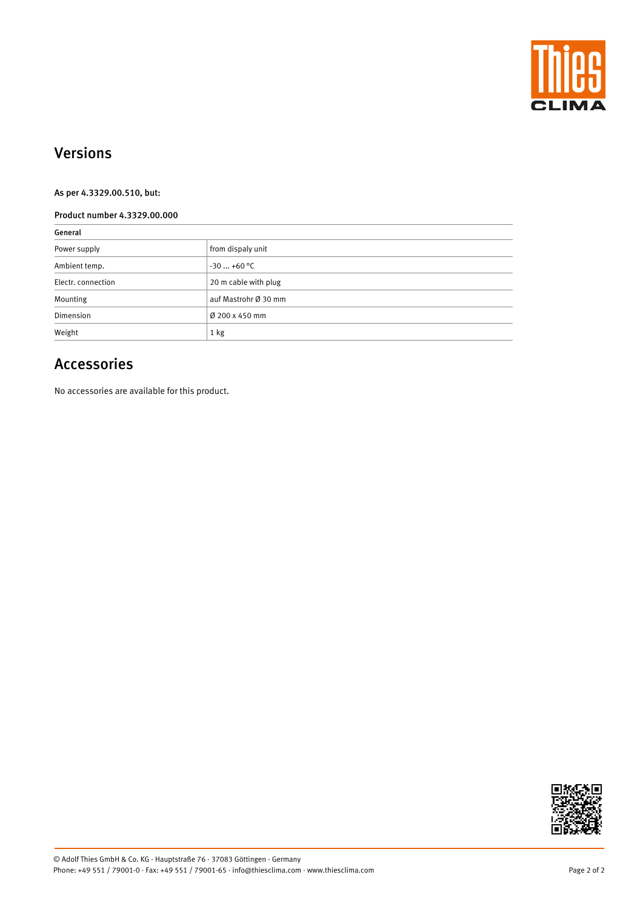## Versions

**As per 4.3329.00.510, but:**

**Product number 4.3329.00.000**

| General | |
|---|---|
| Power supply | from dispaly unit |
| Ambient temp. | -30 ... +60 °C |
| Electr. connection | 20 m cable with plug |
| Mounting | auf Mastrohr Ø 30 mm |
| Dimension | Ø 200 x 450 mm |
| Weight | 1 kg |

## Accessories

No accessories are available for this product.

© Adolf Thies GmbH & Co. KG · Hauptstraße 76 · 37083 Göttingen · Germany
Phone: +49 551 / 79001-0 · Fax: +49 551 / 79001-65 · info@thiesclima.com · www.thiesclima.com